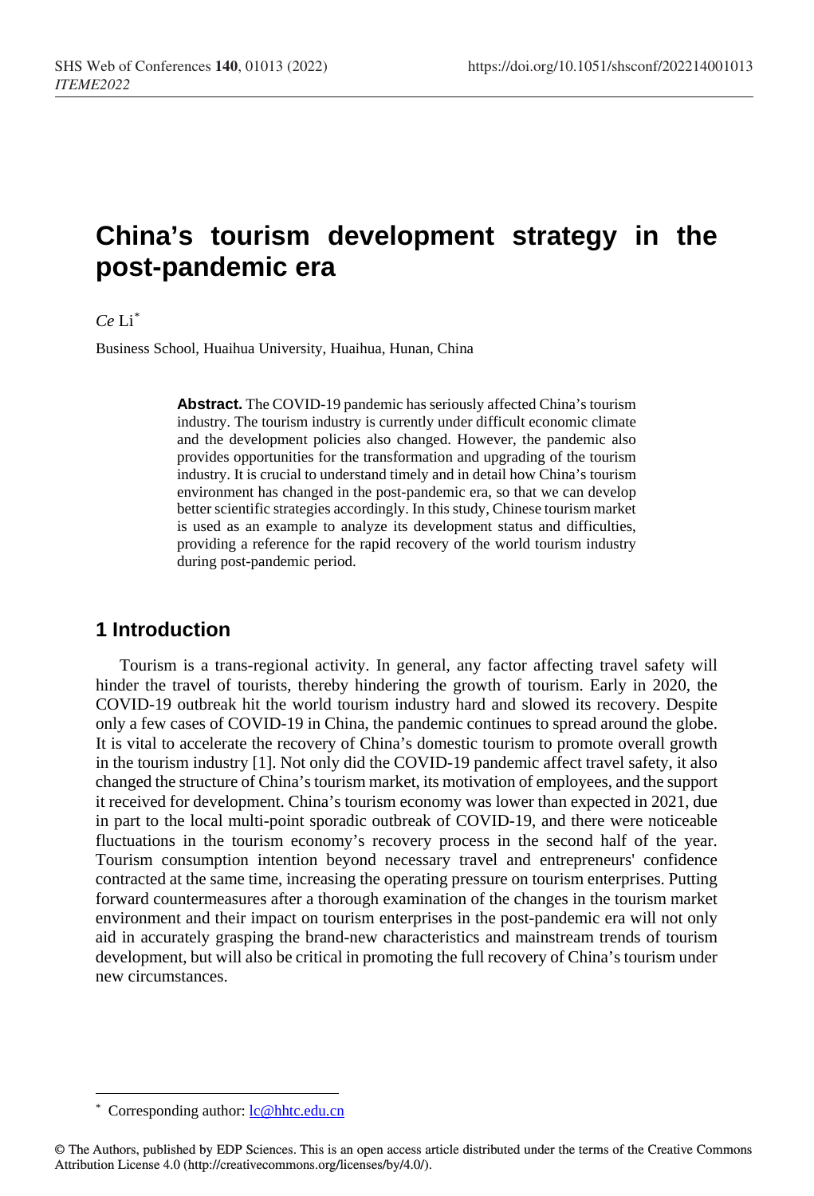# China's tourism development strategy in the post-pandemic era

*Ce* Li*

Business School, Huaihua University, Huaihua, Hunan, China

**Abstract.** The COVID-19 pandemic has seriously affected China's tourism industry. The tourism industry is currently under difficult economic climate and the development policies also changed. However, the pandemic also provides opportunities for the transformation and upgrading of the tourism industry. It is crucial to understand timely and in detail how China's tourism environment has changed in the post-pandemic era, so that we can develop better scientific strategies accordingly. In this study, Chinese tourism market is used as an example to analyze its development status and difficulties, providing a reference for the rapid recovery of the world tourism industry during post-pandemic period.

## 1 Introduction

Tourism is a trans-regional activity. In general, any factor affecting travel safety will hinder the travel of tourists, thereby hindering the growth of tourism. Early in 2020, the COVID-19 outbreak hit the world tourism industry hard and slowed its recovery. Despite only a few cases of COVID-19 in China, the pandemic continues to spread around the globe. It is vital to accelerate the recovery of China's domestic tourism to promote overall growth in the tourism industry [1]. Not only did the COVID-19 pandemic affect travel safety, it also changed the structure of China's tourism market, its motivation of employees, and the support it received for development. China's tourism economy was lower than expected in 2021, due in part to the local multi-point sporadic outbreak of COVID-19, and there were noticeable fluctuations in the tourism economy's recovery process in the second half of the year. Tourism consumption intention beyond necessary travel and entrepreneurs' confidence contracted at the same time, increasing the operating pressure on tourism enterprises. Putting forward countermeasures after a thorough examination of the changes in the tourism market environment and their impact on tourism enterprises in the post-pandemic era will not only aid in accurately grasping the brand-new characteristics and mainstream trends of tourism development, but will also be critical in promoting the full recovery of China's tourism under new circumstances.

* Corresponding author: lc@hhtc.edu.cn

© The Authors, published by EDP Sciences. This is an open access article distributed under the terms of the Creative Commons Attribution License 4.0 (http://creativecommons.org/licenses/by/4.0/).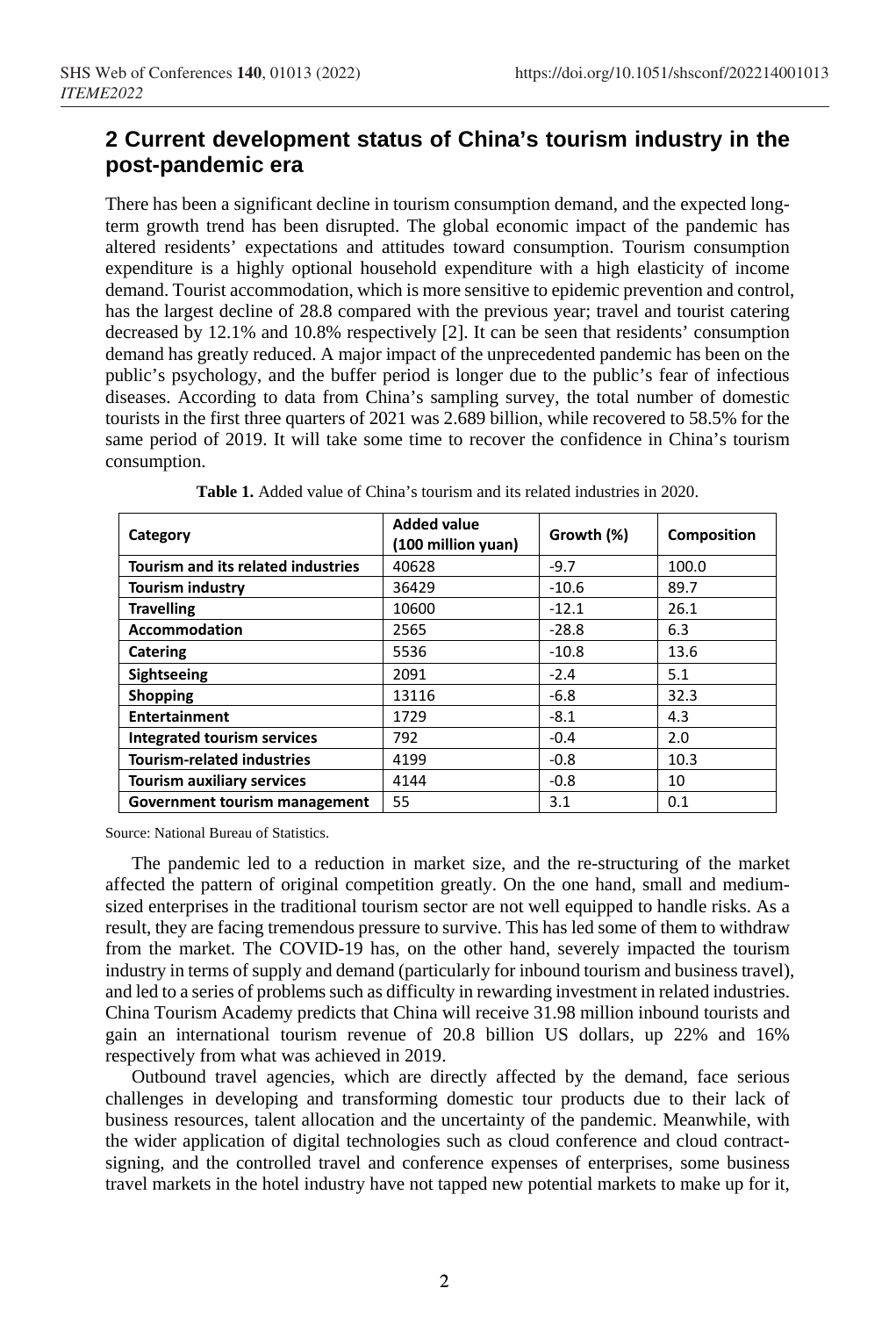## 2 Current development status of China's tourism industry in the post-pandemic era

There has been a significant decline in tourism consumption demand, and the expected long-term growth trend has been disrupted. The global economic impact of the pandemic has altered residents' expectations and attitudes toward consumption. Tourism consumption expenditure is a highly optional household expenditure with a high elasticity of income demand. Tourist accommodation, which is more sensitive to epidemic prevention and control, has the largest decline of 28.8 compared with the previous year; travel and tourist catering decreased by 12.1% and 10.8% respectively [2]. It can be seen that residents' consumption demand has greatly reduced. A major impact of the unprecedented pandemic has been on the public's psychology, and the buffer period is longer due to the public's fear of infectious diseases. According to data from China's sampling survey, the total number of domestic tourists in the first three quarters of 2021 was 2.689 billion, while recovered to 58.5% for the same period of 2019. It will take some time to recover the confidence in China's tourism consumption.

**Table 1.** Added value of China's tourism and its related industries in 2020.

| Category | Added value (100 million yuan) | Growth (%) | Composition |
|---|---|---|---|
| **Tourism and its related industries** | 40628 | -9.7 | 100.0 |
| **Tourism industry** | 36429 | -10.6 | 89.7 |
| **Travelling** | 10600 | -12.1 | 26.1 |
| **Accommodation** | 2565 | -28.8 | 6.3 |
| **Catering** | 5536 | -10.8 | 13.6 |
| **Sightseeing** | 2091 | -2.4 | 5.1 |
| **Shopping** | 13116 | -6.8 | 32.3 |
| **Entertainment** | 1729 | -8.1 | 4.3 |
| **Integrated tourism services** | 792 | -0.4 | 2.0 |
| **Tourism-related industries** | 4199 | -0.8 | 10.3 |
| **Tourism auxiliary services** | 4144 | -0.8 | 10 |
| **Government tourism management** | 55 | 3.1 | 0.1 |

Source: National Bureau of Statistics.

The pandemic led to a reduction in market size, and the re-structuring of the market affected the pattern of original competition greatly. On the one hand, small and medium-sized enterprises in the traditional tourism sector are not well equipped to handle risks. As a result, they are facing tremendous pressure to survive. This has led some of them to withdraw from the market. The COVID-19 has, on the other hand, severely impacted the tourism industry in terms of supply and demand (particularly for inbound tourism and business travel), and led to a series of problems such as difficulty in rewarding investment in related industries. China Tourism Academy predicts that China will receive 31.98 million inbound tourists and gain an international tourism revenue of 20.8 billion US dollars, up 22% and 16% respectively from what was achieved in 2019.

Outbound travel agencies, which are directly affected by the demand, face serious challenges in developing and transforming domestic tour products due to their lack of business resources, talent allocation and the uncertainty of the pandemic. Meanwhile, with the wider application of digital technologies such as cloud conference and cloud contract-signing, and the controlled travel and conference expenses of enterprises, some business travel markets in the hotel industry have not tapped new potential markets to make up for it,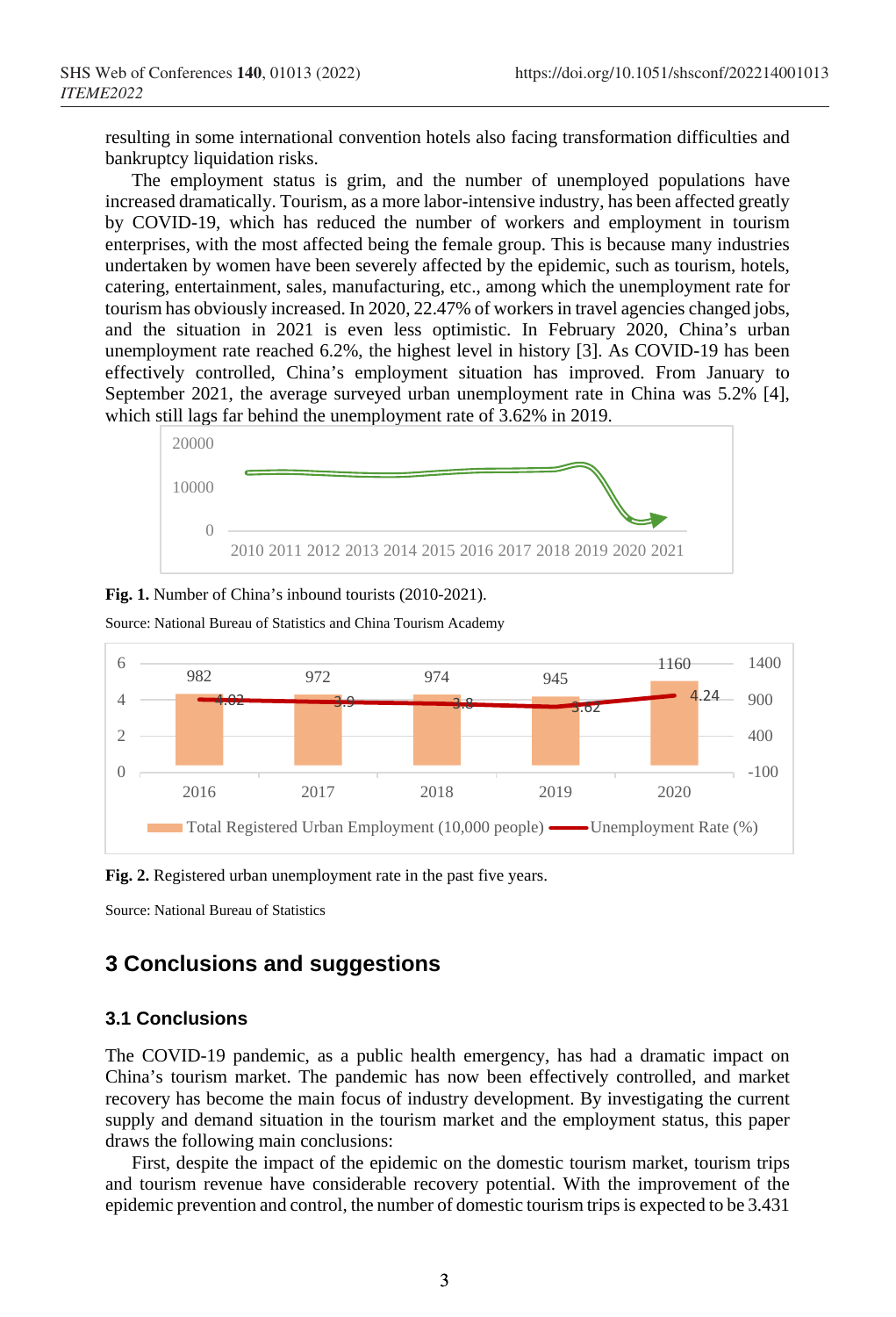resulting in some international convention hotels also facing transformation difficulties and bankruptcy liquidation risks.

The employment status is grim, and the number of unemployed populations have increased dramatically. Tourism, as a more labor-intensive industry, has been affected greatly by COVID-19, which has reduced the number of workers and employment in tourism enterprises, with the most affected being the female group. This is because many industries undertaken by women have been severely affected by the epidemic, such as tourism, hotels, catering, entertainment, sales, manufacturing, etc., among which the unemployment rate for tourism has obviously increased. In 2020, 22.47% of workers in travel agencies changed jobs, and the situation in 2021 is even less optimistic. In February 2020, China's urban unemployment rate reached 6.2%, the highest level in history [3]. As COVID-19 has been effectively controlled, China's employment situation has improved. From January to September 2021, the average surveyed urban unemployment rate in China was 5.2% [4], which still lags far behind the unemployment rate of 3.62% in 2019.

**Fig. 1.** Number of China's inbound tourists (2010-2021).

Source: National Bureau of Statistics and China Tourism Academy

| Year | Total Registered Urban Employment (10,000 people) | Unemployment Rate (%) |
|---|---|---|
| 2016 | 982 | 4.02 |
| 2017 | 972 | 3.9 |
| 2018 | 974 | 3.8 |
| 2019 | 945 | 3.62 |
| 2020 | 1160 | 4.24 |

**Fig. 2.** Registered urban unemployment rate in the past five years.

Source: National Bureau of Statistics

## 3 Conclusions and suggestions

### 3.1 Conclusions

The COVID-19 pandemic, as a public health emergency, has had a dramatic impact on China's tourism market. The pandemic has now been effectively controlled, and market recovery has become the main focus of industry development. By investigating the current supply and demand situation in the tourism market and the employment status, this paper draws the following main conclusions:

First, despite the impact of the epidemic on the domestic tourism market, tourism trips and tourism revenue have considerable recovery potential. With the improvement of the epidemic prevention and control, the number of domestic tourism trips is expected to be 3.431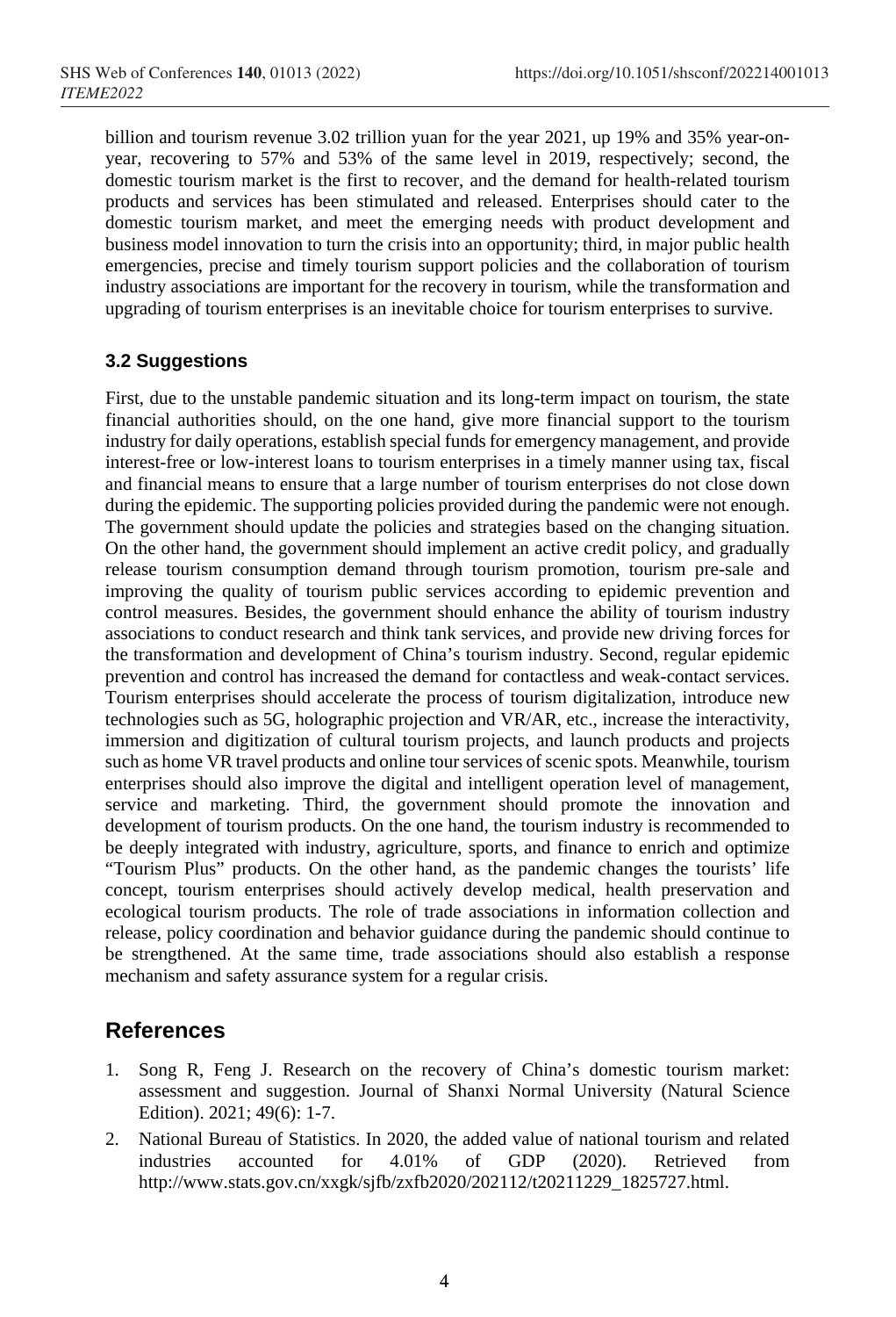billion and tourism revenue 3.02 trillion yuan for the year 2021, up 19% and 35% year-on-year, recovering to 57% and 53% of the same level in 2019, respectively; second, the domestic tourism market is the first to recover, and the demand for health-related tourism products and services has been stimulated and released. Enterprises should cater to the domestic tourism market, and meet the emerging needs with product development and business model innovation to turn the crisis into an opportunity; third, in major public health emergencies, precise and timely tourism support policies and the collaboration of tourism industry associations are important for the recovery in tourism, while the transformation and upgrading of tourism enterprises is an inevitable choice for tourism enterprises to survive.

### 3.2 Suggestions

First, due to the unstable pandemic situation and its long-term impact on tourism, the state financial authorities should, on the one hand, give more financial support to the tourism industry for daily operations, establish special funds for emergency management, and provide interest-free or low-interest loans to tourism enterprises in a timely manner using tax, fiscal and financial means to ensure that a large number of tourism enterprises do not close down during the epidemic. The supporting policies provided during the pandemic were not enough. The government should update the policies and strategies based on the changing situation. On the other hand, the government should implement an active credit policy, and gradually release tourism consumption demand through tourism promotion, tourism pre-sale and improving the quality of tourism public services according to epidemic prevention and control measures. Besides, the government should enhance the ability of tourism industry associations to conduct research and think tank services, and provide new driving forces for the transformation and development of China's tourism industry. Second, regular epidemic prevention and control has increased the demand for contactless and weak-contact services. Tourism enterprises should accelerate the process of tourism digitalization, introduce new technologies such as 5G, holographic projection and VR/AR, etc., increase the interactivity, immersion and digitization of cultural tourism projects, and launch products and projects such as home VR travel products and online tour services of scenic spots. Meanwhile, tourism enterprises should also improve the digital and intelligent operation level of management, service and marketing. Third, the government should promote the innovation and development of tourism products. On the one hand, the tourism industry is recommended to be deeply integrated with industry, agriculture, sports, and finance to enrich and optimize "Tourism Plus" products. On the other hand, as the pandemic changes the tourists' life concept, tourism enterprises should actively develop medical, health preservation and ecological tourism products. The role of trade associations in information collection and release, policy coordination and behavior guidance during the pandemic should continue to be strengthened. At the same time, trade associations should also establish a response mechanism and safety assurance system for a regular crisis.

## References

1. Song R, Feng J. Research on the recovery of China's domestic tourism market: assessment and suggestion. Journal of Shanxi Normal University (Natural Science Edition). 2021; 49(6): 1-7.
2. National Bureau of Statistics. In 2020, the added value of national tourism and related industries accounted for 4.01% of GDP (2020). Retrieved from http://www.stats.gov.cn/xxgk/sjfb/zxfb2020/202112/t20211229_1825727.html.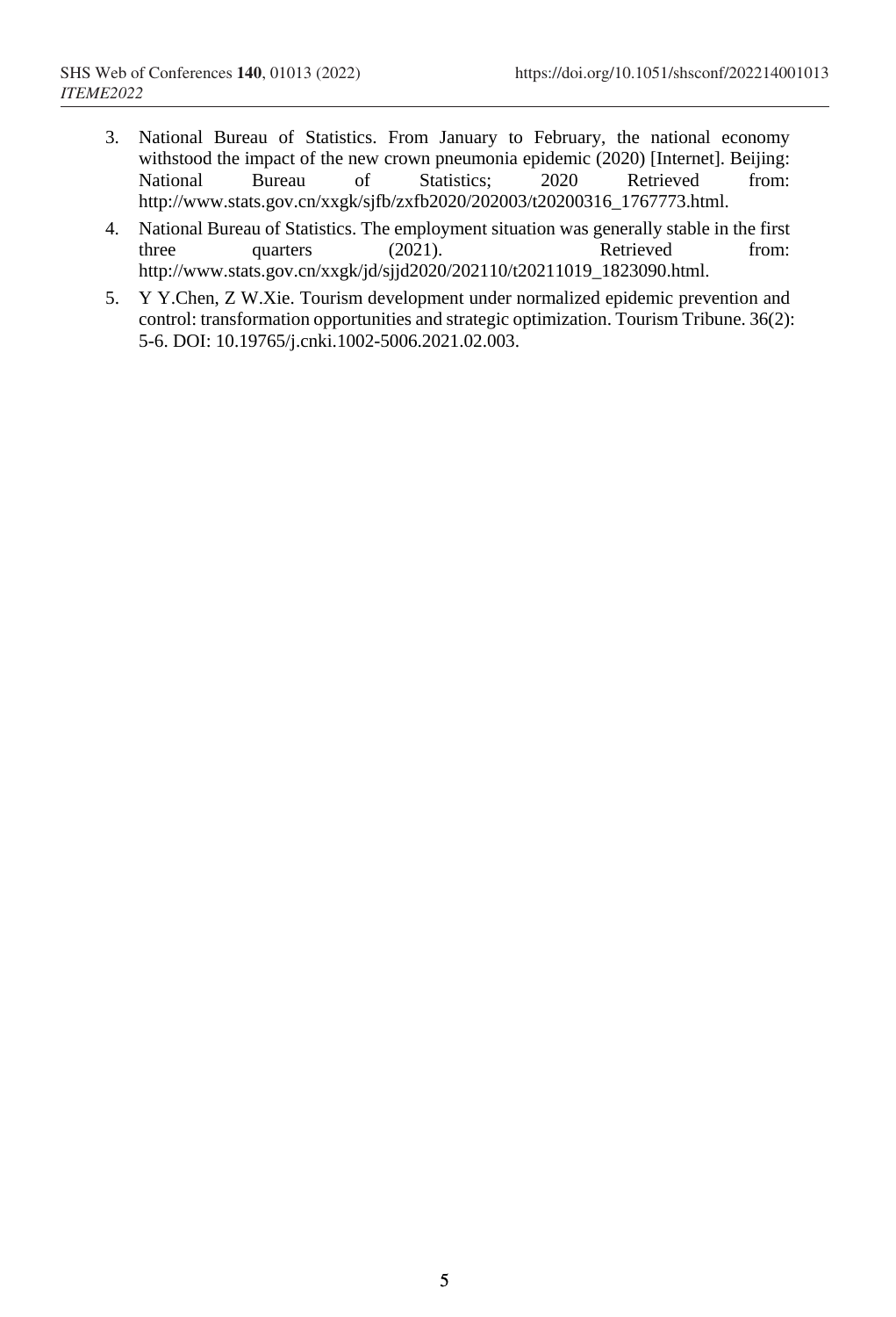3. National Bureau of Statistics. From January to February, the national economy withstood the impact of the new crown pneumonia epidemic (2020) [Internet]. Beijing: National Bureau of Statistics; 2020 Retrieved from: http://www.stats.gov.cn/xxgk/sjfb/zxfb2020/202003/t20200316_1767773.html.
4. National Bureau of Statistics. The employment situation was generally stable in the first three quarters (2021). Retrieved from: http://www.stats.gov.cn/xxgk/jd/sjjd2020/202110/t20211019_1823090.html.
5. Y Y.Chen, Z W.Xie. Tourism development under normalized epidemic prevention and control: transformation opportunities and strategic optimization. Tourism Tribune. 36(2): 5-6. DOI: 10.19765/j.cnki.1002-5006.2021.02.003.